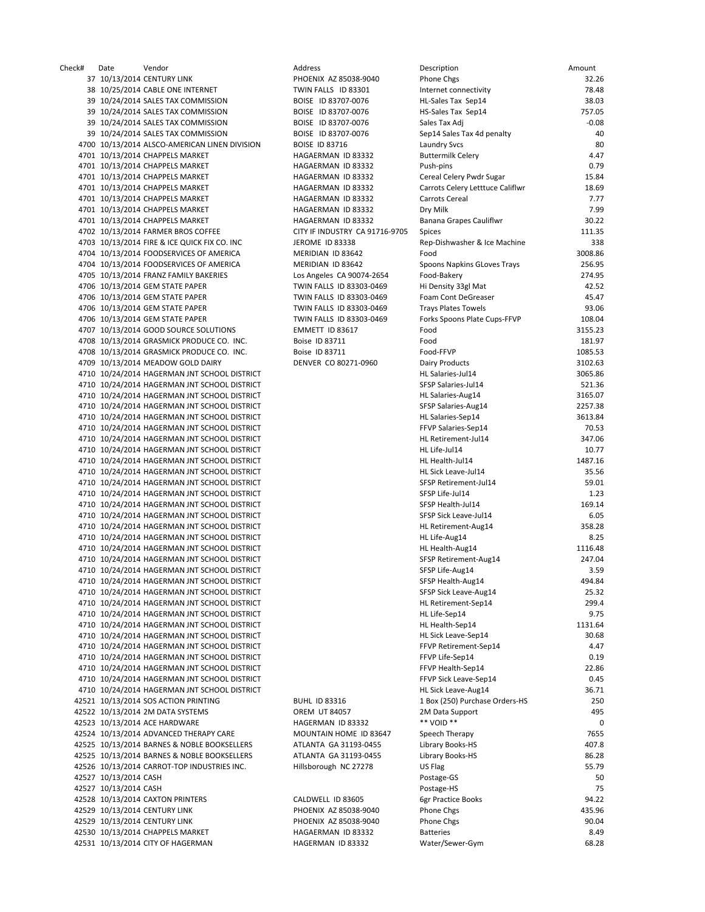| Check# | Date | Vendor | Address | Description | Amount |
|---|---|---|---|---|---|
| 37 | 10/13/2014 | CENTURY LINK | PHOENIX AZ 85038-9040 | Phone Chgs | 32.26 |
| 38 | 10/25/2014 | CABLE ONE INTERNET | TWIN FALLS ID 83301 | Internet connectivity | 78.48 |
| 39 | 10/24/2014 | SALES TAX COMMISSION | BOISE ID 83707-0076 | HL-Sales Tax Sep14 | 38.03 |
| 39 | 10/24/2014 | SALES TAX COMMISSION | BOISE ID 83707-0076 | HS-Sales Tax Sep14 | 757.05 |
| 39 | 10/24/2014 | SALES TAX COMMISSION | BOISE ID 83707-0076 | Sales Tax Adj | -0.08 |
| 39 | 10/24/2014 | SALES TAX COMMISSION | BOISE ID 83707-0076 | Sep14 Sales Tax 4d penalty | 40 |
| 4700 | 10/13/2014 | ALSCO-AMERICAN LINEN DIVISION | BOISE ID 83716 | Laundry Svcs | 80 |
| 4701 | 10/13/2014 | CHAPPELS MARKET | HAGAERMAN ID 83332 | Buttermilk Celery | 4.47 |
| 4701 | 10/13/2014 | CHAPPELS MARKET | HAGAERMAN ID 83332 | Push-pins | 0.79 |
| 4701 | 10/13/2014 | CHAPPELS MARKET | HAGAERMAN ID 83332 | Cereal Celery Pwdr Sugar | 15.84 |
| 4701 | 10/13/2014 | CHAPPELS MARKET | HAGAERMAN ID 83332 | Carrots Celery Letttuce Califlwr | 18.69 |
| 4701 | 10/13/2014 | CHAPPELS MARKET | HAGAERMAN ID 83332 | Carrots Cereal | 7.77 |
| 4701 | 10/13/2014 | CHAPPELS MARKET | HAGAERMAN ID 83332 | Dry Milk | 7.99 |
| 4701 | 10/13/2014 | CHAPPELS MARKET | HAGAERMAN ID 83332 | Banana Grapes Cauliflwr | 30.22 |
| 4702 | 10/13/2014 | FARMER BROS COFFEE | CITY IF INDUSTRY CA 91716-9705 | Spices | 111.35 |
| 4703 | 10/13/2014 | FIRE & ICE QUICK FIX CO. INC | JEROME ID 83338 | Rep-Dishwasher & Ice Machine | 338 |
| 4704 | 10/13/2014 | FOODSERVICES OF AMERICA | MERIDIAN ID 83642 | Food | 3008.86 |
| 4704 | 10/13/2014 | FOODSERVICES OF AMERICA | MERIDIAN ID 83642 | Spoons Napkins GLoves Trays | 256.95 |
| 4705 | 10/13/2014 | FRANZ FAMILY BAKERIES | Los Angeles CA 90074-2654 | Food-Bakery | 274.95 |
| 4706 | 10/13/2014 | GEM STATE PAPER | TWIN FALLS ID 83303-0469 | Hi Density 33gl Mat | 42.52 |
| 4706 | 10/13/2014 | GEM STATE PAPER | TWIN FALLS ID 83303-0469 | Foam Cont DeGreaser | 45.47 |
| 4706 | 10/13/2014 | GEM STATE PAPER | TWIN FALLS ID 83303-0469 | Trays Plates Towels | 93.06 |
| 4706 | 10/13/2014 | GEM STATE PAPER | TWIN FALLS ID 83303-0469 | Forks Spoons Plate Cups-FFVP | 108.04 |
| 4707 | 10/13/2014 | GOOD SOURCE SOLUTIONS | EMMETT ID 83617 | Food | 3155.23 |
| 4708 | 10/13/2014 | GRASMICK PRODUCE CO. INC. | Boise ID 83711 | Food | 181.97 |
| 4708 | 10/13/2014 | GRASMICK PRODUCE CO. INC. | Boise ID 83711 | Food-FFVP | 1085.53 |
| 4709 | 10/13/2014 | MEADOW GOLD DAIRY | DENVER CO 80271-0960 | Dairy Products | 3102.63 |
| 4710 | 10/24/2014 | HAGERMAN JNT SCHOOL DISTRICT | | HL Salaries-Jul14 | 3065.86 |
| 4710 | 10/24/2014 | HAGERMAN JNT SCHOOL DISTRICT | | SFSP Salaries-Jul14 | 521.36 |
| 4710 | 10/24/2014 | HAGERMAN JNT SCHOOL DISTRICT | | HL Salaries-Aug14 | 3165.07 |
| 4710 | 10/24/2014 | HAGERMAN JNT SCHOOL DISTRICT | | SFSP Salaries-Aug14 | 2257.38 |
| 4710 | 10/24/2014 | HAGERMAN JNT SCHOOL DISTRICT | | HL Salaries-Sep14 | 3613.84 |
| 4710 | 10/24/2014 | HAGERMAN JNT SCHOOL DISTRICT | | FFVP Salaries-Sep14 | 70.53 |
| 4710 | 10/24/2014 | HAGERMAN JNT SCHOOL DISTRICT | | HL Retirement-Jul14 | 347.06 |
| 4710 | 10/24/2014 | HAGERMAN JNT SCHOOL DISTRICT | | HL Life-Jul14 | 10.77 |
| 4710 | 10/24/2014 | HAGERMAN JNT SCHOOL DISTRICT | | HL Health-Jul14 | 1487.16 |
| 4710 | 10/24/2014 | HAGERMAN JNT SCHOOL DISTRICT | | HL Sick Leave-Jul14 | 35.56 |
| 4710 | 10/24/2014 | HAGERMAN JNT SCHOOL DISTRICT | | SFSP Retirement-Jul14 | 59.01 |
| 4710 | 10/24/2014 | HAGERMAN JNT SCHOOL DISTRICT | | SFSP Life-Jul14 | 1.23 |
| 4710 | 10/24/2014 | HAGERMAN JNT SCHOOL DISTRICT | | SFSP Health-Jul14 | 169.14 |
| 4710 | 10/24/2014 | HAGERMAN JNT SCHOOL DISTRICT | | SFSP Sick Leave-Jul14 | 6.05 |
| 4710 | 10/24/2014 | HAGERMAN JNT SCHOOL DISTRICT | | HL Retirement-Aug14 | 358.28 |
| 4710 | 10/24/2014 | HAGERMAN JNT SCHOOL DISTRICT | | HL Life-Aug14 | 8.25 |
| 4710 | 10/24/2014 | HAGERMAN JNT SCHOOL DISTRICT | | HL Health-Aug14 | 1116.48 |
| 4710 | 10/24/2014 | HAGERMAN JNT SCHOOL DISTRICT | | SFSP Retirement-Aug14 | 247.04 |
| 4710 | 10/24/2014 | HAGERMAN JNT SCHOOL DISTRICT | | SFSP Life-Aug14 | 3.59 |
| 4710 | 10/24/2014 | HAGERMAN JNT SCHOOL DISTRICT | | SFSP Health-Aug14 | 494.84 |
| 4710 | 10/24/2014 | HAGERMAN JNT SCHOOL DISTRICT | | SFSP Sick Leave-Aug14 | 25.32 |
| 4710 | 10/24/2014 | HAGERMAN JNT SCHOOL DISTRICT | | HL Retirement-Sep14 | 299.4 |
| 4710 | 10/24/2014 | HAGERMAN JNT SCHOOL DISTRICT | | HL Life-Sep14 | 9.75 |
| 4710 | 10/24/2014 | HAGERMAN JNT SCHOOL DISTRICT | | HL Health-Sep14 | 1131.64 |
| 4710 | 10/24/2014 | HAGERMAN JNT SCHOOL DISTRICT | | HL Sick Leave-Sep14 | 30.68 |
| 4710 | 10/24/2014 | HAGERMAN JNT SCHOOL DISTRICT | | FFVP Retirement-Sep14 | 4.47 |
| 4710 | 10/24/2014 | HAGERMAN JNT SCHOOL DISTRICT | | FFVP Life-Sep14 | 0.19 |
| 4710 | 10/24/2014 | HAGERMAN JNT SCHOOL DISTRICT | | FFVP Health-Sep14 | 22.86 |
| 4710 | 10/24/2014 | HAGERMAN JNT SCHOOL DISTRICT | | FFVP Sick Leave-Sep14 | 0.45 |
| 4710 | 10/24/2014 | HAGERMAN JNT SCHOOL DISTRICT | | HL Sick Leave-Aug14 | 36.71 |
| 42521 | 10/13/2014 | SOS ACTION PRINTING | BUHL ID 83316 | 1 Box (250) Purchase Orders-HS | 250 |
| 42522 | 10/13/2014 | 2M DATA SYSTEMS | OREM UT 84057 | 2M Data Support | 495 |
| 42523 | 10/13/2014 | ACE HARDWARE | HAGERMAN ID 83332 | ** VOID ** | 0 |
| 42524 | 10/13/2014 | ADVANCED THERAPY CARE | MOUNTAIN HOME ID 83647 | Speech Therapy | 7655 |
| 42525 | 10/13/2014 | BARNES & NOBLE BOOKSELLERS | ATLANTA GA 31193-0455 | Library Books-HS | 407.8 |
| 42525 | 10/13/2014 | BARNES & NOBLE BOOKSELLERS | ATLANTA GA 31193-0455 | Library Books-HS | 86.28 |
| 42526 | 10/13/2014 | CARROT-TOP INDUSTRIES INC. | Hillsborough NC 27278 | US Flag | 55.79 |
| 42527 | 10/13/2014 | CASH | | Postage-GS | 50 |
| 42527 | 10/13/2014 | CASH | | Postage-HS | 75 |
| 42528 | 10/13/2014 | CAXTON PRINTERS | CALDWELL ID 83605 | 6gr Practice Books | 94.22 |
| 42529 | 10/13/2014 | CENTURY LINK | PHOENIX AZ 85038-9040 | Phone Chgs | 435.96 |
| 42529 | 10/13/2014 | CENTURY LINK | PHOENIX AZ 85038-9040 | Phone Chgs | 90.04 |
| 42530 | 10/13/2014 | CHAPPELS MARKET | HAGAERMAN ID 83332 | Batteries | 8.49 |
| 42531 | 10/13/2014 | CITY OF HAGERMAN | HAGERMAN ID 83332 | Water/Sewer-Gym | 68.28 |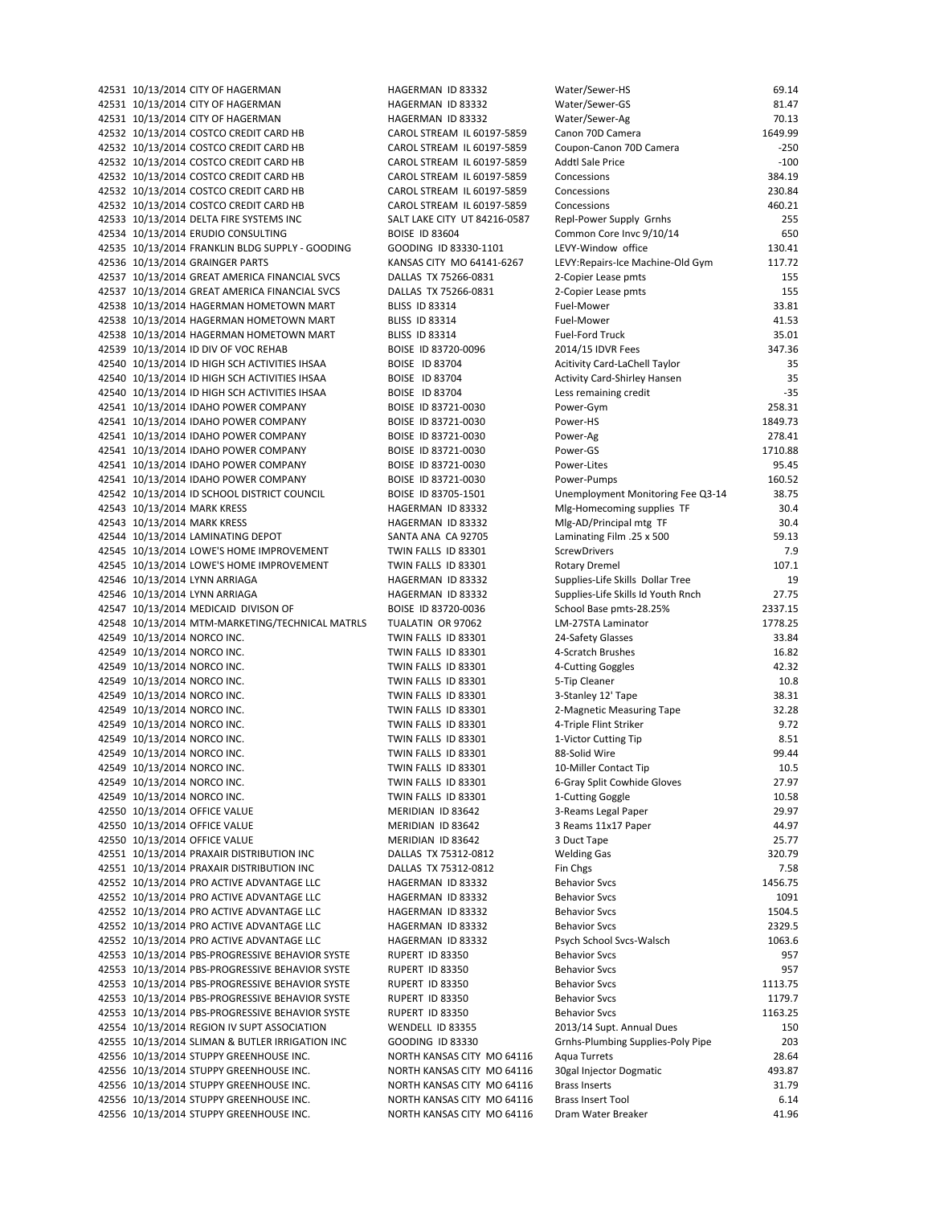| | | | | | |
|---|---|---|---|---|---|
| 42531 | 10/13/2014 | CITY OF HAGERMAN | HAGERMAN ID 83332 | Water/Sewer-HS | 69.14 |
| 42531 | 10/13/2014 | CITY OF HAGERMAN | HAGERMAN ID 83332 | Water/Sewer-GS | 81.47 |
| 42531 | 10/13/2014 | CITY OF HAGERMAN | HAGERMAN ID 83332 | Water/Sewer-Ag | 70.13 |
| 42532 | 10/13/2014 | COSTCO CREDIT CARD HB | CAROL STREAM IL 60197-5859 | Canon 70D Camera | 1649.99 |
| 42532 | 10/13/2014 | COSTCO CREDIT CARD HB | CAROL STREAM IL 60197-5859 | Coupon-Canon 70D Camera | -250 |
| 42532 | 10/13/2014 | COSTCO CREDIT CARD HB | CAROL STREAM IL 60197-5859 | Addtl Sale Price | -100 |
| 42532 | 10/13/2014 | COSTCO CREDIT CARD HB | CAROL STREAM IL 60197-5859 | Concessions | 384.19 |
| 42532 | 10/13/2014 | COSTCO CREDIT CARD HB | CAROL STREAM IL 60197-5859 | Concessions | 230.84 |
| 42532 | 10/13/2014 | COSTCO CREDIT CARD HB | CAROL STREAM IL 60197-5859 | Concessions | 460.21 |
| 42533 | 10/13/2014 | DELTA FIRE SYSTEMS INC | SALT LAKE CITY UT 84216-0587 | Repl-Power Supply Grnhs | 255 |
| 42534 | 10/13/2014 | ERUDIO CONSULTING | BOISE ID 83604 | Common Core Invc 9/10/14 | 650 |
| 42535 | 10/13/2014 | FRANKLIN BLDG SUPPLY - GOODING | GOODING ID 83330-1101 | LEVY-Window office | 130.41 |
| 42536 | 10/13/2014 | GRAINGER PARTS | KANSAS CITY MO 64141-6267 | LEVY:Repairs-Ice Machine-Old Gym | 117.72 |
| 42537 | 10/13/2014 | GREAT AMERICA FINANCIAL SVCS | DALLAS TX 75266-0831 | 2-Copier Lease pmts | 155 |
| 42537 | 10/13/2014 | GREAT AMERICA FINANCIAL SVCS | DALLAS TX 75266-0831 | 2-Copier Lease pmts | 155 |
| 42538 | 10/13/2014 | HAGERMAN HOMETOWN MART | BLISS ID 83314 | Fuel-Mower | 33.81 |
| 42538 | 10/13/2014 | HAGERMAN HOMETOWN MART | BLISS ID 83314 | Fuel-Mower | 41.53 |
| 42538 | 10/13/2014 | HAGERMAN HOMETOWN MART | BLISS ID 83314 | Fuel-Ford Truck | 35.01 |
| 42539 | 10/13/2014 | ID DIV OF VOC REHAB | BOISE ID 83720-0096 | 2014/15 IDVR Fees | 347.36 |
| 42540 | 10/13/2014 | ID HIGH SCH ACTIVITIES IHSAA | BOISE ID 83704 | Acitivity Card-LaChell Taylor | 35 |
| 42540 | 10/13/2014 | ID HIGH SCH ACTIVITIES IHSAA | BOISE ID 83704 | Activity Card-Shirley Hansen | 35 |
| 42540 | 10/13/2014 | ID HIGH SCH ACTIVITIES IHSAA | BOISE ID 83704 | Less remaining credit | -35 |
| 42541 | 10/13/2014 | IDAHO POWER COMPANY | BOISE ID 83721-0030 | Power-Gym | 258.31 |
| 42541 | 10/13/2014 | IDAHO POWER COMPANY | BOISE ID 83721-0030 | Power-HS | 1849.73 |
| 42541 | 10/13/2014 | IDAHO POWER COMPANY | BOISE ID 83721-0030 | Power-Ag | 278.41 |
| 42541 | 10/13/2014 | IDAHO POWER COMPANY | BOISE ID 83721-0030 | Power-GS | 1710.88 |
| 42541 | 10/13/2014 | IDAHO POWER COMPANY | BOISE ID 83721-0030 | Power-Lites | 95.45 |
| 42541 | 10/13/2014 | IDAHO POWER COMPANY | BOISE ID 83721-0030 | Power-Pumps | 160.52 |
| 42542 | 10/13/2014 | ID SCHOOL DISTRICT COUNCIL | BOISE ID 83705-1501 | Unemployment Monitoring Fee Q3-14 | 38.75 |
| 42543 | 10/13/2014 | MARK KRESS | HAGERMAN ID 83332 | Mlg-Homecoming supplies TF | 30.4 |
| 42543 | 10/13/2014 | MARK KRESS | HAGERMAN ID 83332 | Mlg-AD/Principal mtg TF | 30.4 |
| 42544 | 10/13/2014 | LAMINATING DEPOT | SANTA ANA CA 92705 | Laminating Film .25 x 500 | 59.13 |
| 42545 | 10/13/2014 | LOWE'S HOME IMPROVEMENT | TWIN FALLS ID 83301 | ScrewDrivers | 7.9 |
| 42545 | 10/13/2014 | LOWE'S HOME IMPROVEMENT | TWIN FALLS ID 83301 | Rotary Dremel | 107.1 |
| 42546 | 10/13/2014 | LYNN ARRIAGA | HAGERMAN ID 83332 | Supplies-Life Skills Dollar Tree | 19 |
| 42546 | 10/13/2014 | LYNN ARRIAGA | HAGERMAN ID 83332 | Supplies-Life Skills Id Youth Rnch | 27.75 |
| 42547 | 10/13/2014 | MEDICAID DIVISON OF | BOISE ID 83720-0036 | School Base pmts-28.25% | 2337.15 |
| 42548 | 10/13/2014 | MTM-MARKETING/TECHNICAL MATRLS | TUALATIN OR 97062 | LM-27STA Laminator | 1778.25 |
| 42549 | 10/13/2014 | NORCO INC. | TWIN FALLS ID 83301 | 24-Safety Glasses | 33.84 |
| 42549 | 10/13/2014 | NORCO INC. | TWIN FALLS ID 83301 | 4-Scratch Brushes | 16.82 |
| 42549 | 10/13/2014 | NORCO INC. | TWIN FALLS ID 83301 | 4-Cutting Goggles | 42.32 |
| 42549 | 10/13/2014 | NORCO INC. | TWIN FALLS ID 83301 | 5-Tip Cleaner | 10.8 |
| 42549 | 10/13/2014 | NORCO INC. | TWIN FALLS ID 83301 | 3-Stanley 12' Tape | 38.31 |
| 42549 | 10/13/2014 | NORCO INC. | TWIN FALLS ID 83301 | 2-Magnetic Measuring Tape | 32.28 |
| 42549 | 10/13/2014 | NORCO INC. | TWIN FALLS ID 83301 | 4-Triple Flint Striker | 9.72 |
| 42549 | 10/13/2014 | NORCO INC. | TWIN FALLS ID 83301 | 1-Victor Cutting Tip | 8.51 |
| 42549 | 10/13/2014 | NORCO INC. | TWIN FALLS ID 83301 | 88-Solid Wire | 99.44 |
| 42549 | 10/13/2014 | NORCO INC. | TWIN FALLS ID 83301 | 10-Miller Contact Tip | 10.5 |
| 42549 | 10/13/2014 | NORCO INC. | TWIN FALLS ID 83301 | 6-Gray Split Cowhide Gloves | 27.97 |
| 42549 | 10/13/2014 | NORCO INC. | TWIN FALLS ID 83301 | 1-Cutting Goggle | 10.58 |
| 42550 | 10/13/2014 | OFFICE VALUE | MERIDIAN ID 83642 | 3-Reams Legal Paper | 29.97 |
| 42550 | 10/13/2014 | OFFICE VALUE | MERIDIAN ID 83642 | 3 Reams 11x17 Paper | 44.97 |
| 42550 | 10/13/2014 | OFFICE VALUE | MERIDIAN ID 83642 | 3 Duct Tape | 25.77 |
| 42551 | 10/13/2014 | PRAXAIR DISTRIBUTION INC | DALLAS TX 75312-0812 | Welding Gas | 320.79 |
| 42551 | 10/13/2014 | PRAXAIR DISTRIBUTION INC | DALLAS TX 75312-0812 | Fin Chgs | 7.58 |
| 42552 | 10/13/2014 | PRO ACTIVE ADVANTAGE LLC | HAGERMAN ID 83332 | Behavior Svcs | 1456.75 |
| 42552 | 10/13/2014 | PRO ACTIVE ADVANTAGE LLC | HAGERMAN ID 83332 | Behavior Svcs | 1091 |
| 42552 | 10/13/2014 | PRO ACTIVE ADVANTAGE LLC | HAGERMAN ID 83332 | Behavior Svcs | 1504.5 |
| 42552 | 10/13/2014 | PRO ACTIVE ADVANTAGE LLC | HAGERMAN ID 83332 | Behavior Svcs | 2329.5 |
| 42552 | 10/13/2014 | PRO ACTIVE ADVANTAGE LLC | HAGERMAN ID 83332 | Psych School Svcs-Walsch | 1063.6 |
| 42553 | 10/13/2014 | PBS-PROGRESSIVE BEHAVIOR SYSTE | RUPERT ID 83350 | Behavior Svcs | 957 |
| 42553 | 10/13/2014 | PBS-PROGRESSIVE BEHAVIOR SYSTE | RUPERT ID 83350 | Behavior Svcs | 957 |
| 42553 | 10/13/2014 | PBS-PROGRESSIVE BEHAVIOR SYSTE | RUPERT ID 83350 | Behavior Svcs | 1113.75 |
| 42553 | 10/13/2014 | PBS-PROGRESSIVE BEHAVIOR SYSTE | RUPERT ID 83350 | Behavior Svcs | 1179.7 |
| 42553 | 10/13/2014 | PBS-PROGRESSIVE BEHAVIOR SYSTE | RUPERT ID 83350 | Behavior Svcs | 1163.25 |
| 42554 | 10/13/2014 | REGION IV SUPT ASSOCIATION | WENDELL ID 83355 | 2013/14 Supt. Annual Dues | 150 |
| 42555 | 10/13/2014 | SLIMAN & BUTLER IRRIGATION INC | GOODING ID 83330 | Grnhs-Plumbing Supplies-Poly Pipe | 203 |
| 42556 | 10/13/2014 | STUPPY GREENHOUSE INC. | NORTH KANSAS CITY MO 64116 | Aqua Turrets | 28.64 |
| 42556 | 10/13/2014 | STUPPY GREENHOUSE INC. | NORTH KANSAS CITY MO 64116 | 30gal Injector Dogmatic | 493.87 |
| 42556 | 10/13/2014 | STUPPY GREENHOUSE INC. | NORTH KANSAS CITY MO 64116 | Brass Inserts | 31.79 |
| 42556 | 10/13/2014 | STUPPY GREENHOUSE INC. | NORTH KANSAS CITY MO 64116 | Brass Insert Tool | 6.14 |
| 42556 | 10/13/2014 | STUPPY GREENHOUSE INC. | NORTH KANSAS CITY MO 64116 | Dram Water Breaker | 41.96 |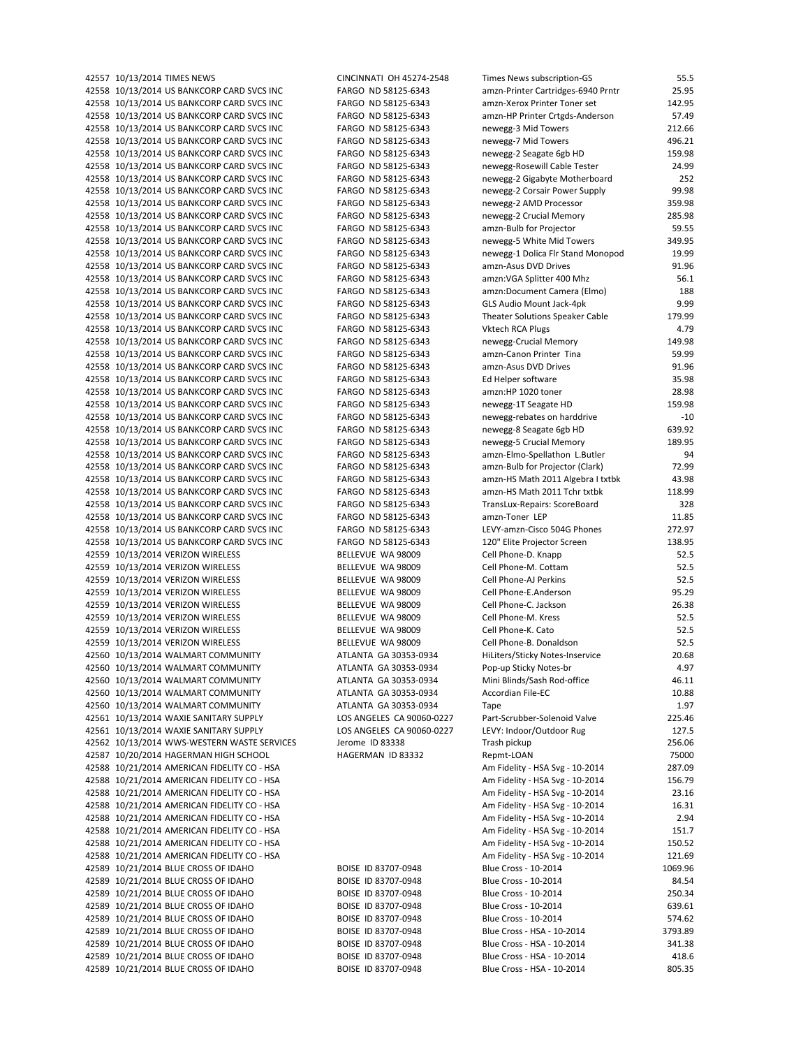| | | | | | |
|---|---|---|---|---|---|
| 42557 | 10/13/2014 | TIMES NEWS | CINCINNATI OH 45274-2548 | Times News subscription-GS | 55.5 |
| 42558 | 10/13/2014 | US BANKCORP CARD SVCS INC | FARGO ND 58125-6343 | amzn-Printer Cartridges-6940 Prntr | 25.95 |
| 42558 | 10/13/2014 | US BANKCORP CARD SVCS INC | FARGO ND 58125-6343 | amzn-Xerox Printer Toner set | 142.95 |
| 42558 | 10/13/2014 | US BANKCORP CARD SVCS INC | FARGO ND 58125-6343 | amzn-HP Printer Crtgds-Anderson | 57.49 |
| 42558 | 10/13/2014 | US BANKCORP CARD SVCS INC | FARGO ND 58125-6343 | newegg-3 Mid Towers | 212.66 |
| 42558 | 10/13/2014 | US BANKCORP CARD SVCS INC | FARGO ND 58125-6343 | newegg-7 Mid Towers | 496.21 |
| 42558 | 10/13/2014 | US BANKCORP CARD SVCS INC | FARGO ND 58125-6343 | newegg-2 Seagate 6gb HD | 159.98 |
| 42558 | 10/13/2014 | US BANKCORP CARD SVCS INC | FARGO ND 58125-6343 | newegg-Rosewill Cable Tester | 24.99 |
| 42558 | 10/13/2014 | US BANKCORP CARD SVCS INC | FARGO ND 58125-6343 | newegg-2 Gigabyte Motherboard | 252 |
| 42558 | 10/13/2014 | US BANKCORP CARD SVCS INC | FARGO ND 58125-6343 | newegg-2 Corsair Power Supply | 99.98 |
| 42558 | 10/13/2014 | US BANKCORP CARD SVCS INC | FARGO ND 58125-6343 | newegg-2 AMD Processor | 359.98 |
| 42558 | 10/13/2014 | US BANKCORP CARD SVCS INC | FARGO ND 58125-6343 | newegg-2 Crucial Memory | 285.98 |
| 42558 | 10/13/2014 | US BANKCORP CARD SVCS INC | FARGO ND 58125-6343 | amzn-Bulb for Projector | 59.55 |
| 42558 | 10/13/2014 | US BANKCORP CARD SVCS INC | FARGO ND 58125-6343 | newegg-5 White Mid Towers | 349.95 |
| 42558 | 10/13/2014 | US BANKCORP CARD SVCS INC | FARGO ND 58125-6343 | newegg-1 Dolica Flr Stand Monopod | 19.99 |
| 42558 | 10/13/2014 | US BANKCORP CARD SVCS INC | FARGO ND 58125-6343 | amzn-Asus DVD Drives | 91.96 |
| 42558 | 10/13/2014 | US BANKCORP CARD SVCS INC | FARGO ND 58125-6343 | amzn:VGA Splitter 400 Mhz | 56.1 |
| 42558 | 10/13/2014 | US BANKCORP CARD SVCS INC | FARGO ND 58125-6343 | amzn:Document Camera (Elmo) | 188 |
| 42558 | 10/13/2014 | US BANKCORP CARD SVCS INC | FARGO ND 58125-6343 | GLS Audio Mount Jack-4pk | 9.99 |
| 42558 | 10/13/2014 | US BANKCORP CARD SVCS INC | FARGO ND 58125-6343 | Theater Solutions Speaker Cable | 179.99 |
| 42558 | 10/13/2014 | US BANKCORP CARD SVCS INC | FARGO ND 58125-6343 | Vktech RCA Plugs | 4.79 |
| 42558 | 10/13/2014 | US BANKCORP CARD SVCS INC | FARGO ND 58125-6343 | newegg-Crucial Memory | 149.98 |
| 42558 | 10/13/2014 | US BANKCORP CARD SVCS INC | FARGO ND 58125-6343 | amzn-Canon Printer Tina | 59.99 |
| 42558 | 10/13/2014 | US BANKCORP CARD SVCS INC | FARGO ND 58125-6343 | amzn-Asus DVD Drives | 91.96 |
| 42558 | 10/13/2014 | US BANKCORP CARD SVCS INC | FARGO ND 58125-6343 | Ed Helper software | 35.98 |
| 42558 | 10/13/2014 | US BANKCORP CARD SVCS INC | FARGO ND 58125-6343 | amzn:HP 1020 toner | 28.98 |
| 42558 | 10/13/2014 | US BANKCORP CARD SVCS INC | FARGO ND 58125-6343 | newegg-1T Seagate HD | 159.98 |
| 42558 | 10/13/2014 | US BANKCORP CARD SVCS INC | FARGO ND 58125-6343 | newegg-rebates on harddrive | -10 |
| 42558 | 10/13/2014 | US BANKCORP CARD SVCS INC | FARGO ND 58125-6343 | newegg-8 Seagate 6gb HD | 639.92 |
| 42558 | 10/13/2014 | US BANKCORP CARD SVCS INC | FARGO ND 58125-6343 | newegg-5 Crucial Memory | 189.95 |
| 42558 | 10/13/2014 | US BANKCORP CARD SVCS INC | FARGO ND 58125-6343 | amzn-Elmo-Spellathon L.Butler | 94 |
| 42558 | 10/13/2014 | US BANKCORP CARD SVCS INC | FARGO ND 58125-6343 | amzn-Bulb for Projector (Clark) | 72.99 |
| 42558 | 10/13/2014 | US BANKCORP CARD SVCS INC | FARGO ND 58125-6343 | amzn-HS Math 2011 Algebra I txtbk | 43.98 |
| 42558 | 10/13/2014 | US BANKCORP CARD SVCS INC | FARGO ND 58125-6343 | amzn-HS Math 2011 Tchr txtbk | 118.99 |
| 42558 | 10/13/2014 | US BANKCORP CARD SVCS INC | FARGO ND 58125-6343 | TransLux-Repairs: ScoreBoard | 328 |
| 42558 | 10/13/2014 | US BANKCORP CARD SVCS INC | FARGO ND 58125-6343 | amzn-Toner LEP | 11.85 |
| 42558 | 10/13/2014 | US BANKCORP CARD SVCS INC | FARGO ND 58125-6343 | LEVY-amzn-Cisco 504G Phones | 272.97 |
| 42558 | 10/13/2014 | US BANKCORP CARD SVCS INC | FARGO ND 58125-6343 | 120" Elite Projector Screen | 138.95 |
| 42559 | 10/13/2014 | VERIZON WIRELESS | BELLEVUE WA 98009 | Cell Phone-D. Knapp | 52.5 |
| 42559 | 10/13/2014 | VERIZON WIRELESS | BELLEVUE WA 98009 | Cell Phone-M. Cottam | 52.5 |
| 42559 | 10/13/2014 | VERIZON WIRELESS | BELLEVUE WA 98009 | Cell Phone-AJ Perkins | 52.5 |
| 42559 | 10/13/2014 | VERIZON WIRELESS | BELLEVUE WA 98009 | Cell Phone-E.Anderson | 95.29 |
| 42559 | 10/13/2014 | VERIZON WIRELESS | BELLEVUE WA 98009 | Cell Phone-C. Jackson | 26.38 |
| 42559 | 10/13/2014 | VERIZON WIRELESS | BELLEVUE WA 98009 | Cell Phone-M. Kress | 52.5 |
| 42559 | 10/13/2014 | VERIZON WIRELESS | BELLEVUE WA 98009 | Cell Phone-K. Cato | 52.5 |
| 42559 | 10/13/2014 | VERIZON WIRELESS | BELLEVUE WA 98009 | Cell Phone-B. Donaldson | 52.5 |
| 42560 | 10/13/2014 | WALMART COMMUNITY | ATLANTA GA 30353-0934 | HiLiters/Sticky Notes-Inservice | 20.68 |
| 42560 | 10/13/2014 | WALMART COMMUNITY | ATLANTA GA 30353-0934 | Pop-up Sticky Notes-br | 4.97 |
| 42560 | 10/13/2014 | WALMART COMMUNITY | ATLANTA GA 30353-0934 | Mini Blinds/Sash Rod-office | 46.11 |
| 42560 | 10/13/2014 | WALMART COMMUNITY | ATLANTA GA 30353-0934 | Accordian File-EC | 10.88 |
| 42560 | 10/13/2014 | WALMART COMMUNITY | ATLANTA GA 30353-0934 | Tape | 1.97 |
| 42561 | 10/13/2014 | WAXIE SANITARY SUPPLY | LOS ANGELES CA 90060-0227 | Part-Scrubber-Solenoid Valve | 225.46 |
| 42561 | 10/13/2014 | WAXIE SANITARY SUPPLY | LOS ANGELES CA 90060-0227 | LEVY: Indoor/Outdoor Rug | 127.5 |
| 42562 | 10/13/2014 | WWS-WESTERN WASTE SERVICES | Jerome ID 83338 | Trash pickup | 256.06 |
| 42587 | 10/20/2014 | HAGERMAN HIGH SCHOOL | HAGERMAN ID 83332 | Repmt-LOAN | 75000 |
| 42588 | 10/21/2014 | AMERICAN FIDELITY CO - HSA | | Am Fidelity - HSA Svg - 10-2014 | 287.09 |
| 42588 | 10/21/2014 | AMERICAN FIDELITY CO - HSA | | Am Fidelity - HSA Svg - 10-2014 | 156.79 |
| 42588 | 10/21/2014 | AMERICAN FIDELITY CO - HSA | | Am Fidelity - HSA Svg - 10-2014 | 23.16 |
| 42588 | 10/21/2014 | AMERICAN FIDELITY CO - HSA | | Am Fidelity - HSA Svg - 10-2014 | 16.31 |
| 42588 | 10/21/2014 | AMERICAN FIDELITY CO - HSA | | Am Fidelity - HSA Svg - 10-2014 | 2.94 |
| 42588 | 10/21/2014 | AMERICAN FIDELITY CO - HSA | | Am Fidelity - HSA Svg - 10-2014 | 151.7 |
| 42588 | 10/21/2014 | AMERICAN FIDELITY CO - HSA | | Am Fidelity - HSA Svg - 10-2014 | 150.52 |
| 42588 | 10/21/2014 | AMERICAN FIDELITY CO - HSA | | Am Fidelity - HSA Svg - 10-2014 | 121.69 |
| 42589 | 10/21/2014 | BLUE CROSS OF IDAHO | BOISE ID 83707-0948 | Blue Cross - 10-2014 | 1069.96 |
| 42589 | 10/21/2014 | BLUE CROSS OF IDAHO | BOISE ID 83707-0948 | Blue Cross - 10-2014 | 84.54 |
| 42589 | 10/21/2014 | BLUE CROSS OF IDAHO | BOISE ID 83707-0948 | Blue Cross - 10-2014 | 250.34 |
| 42589 | 10/21/2014 | BLUE CROSS OF IDAHO | BOISE ID 83707-0948 | Blue Cross - 10-2014 | 639.61 |
| 42589 | 10/21/2014 | BLUE CROSS OF IDAHO | BOISE ID 83707-0948 | Blue Cross - 10-2014 | 574.62 |
| 42589 | 10/21/2014 | BLUE CROSS OF IDAHO | BOISE ID 83707-0948 | Blue Cross - HSA - 10-2014 | 3793.89 |
| 42589 | 10/21/2014 | BLUE CROSS OF IDAHO | BOISE ID 83707-0948 | Blue Cross - HSA - 10-2014 | 341.38 |
| 42589 | 10/21/2014 | BLUE CROSS OF IDAHO | BOISE ID 83707-0948 | Blue Cross - HSA - 10-2014 | 418.6 |
| 42589 | 10/21/2014 | BLUE CROSS OF IDAHO | BOISE ID 83707-0948 | Blue Cross - HSA - 10-2014 | 805.35 |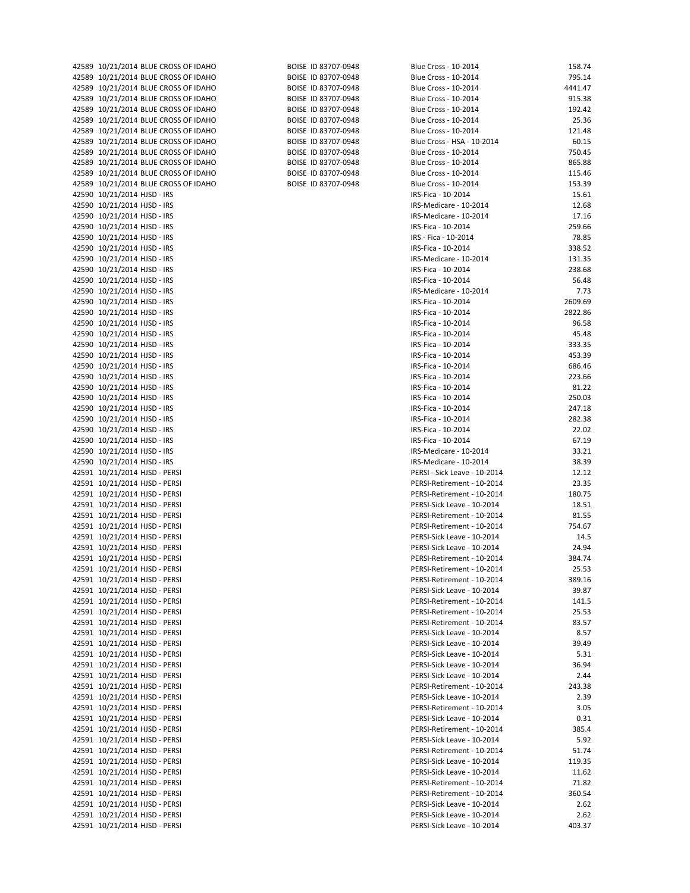| | | | | | |
|---|---|---|---|---|---|
| 42589 | 10/21/2014 | BLUE CROSS OF IDAHO | BOISE ID 83707-0948 | Blue Cross - 10-2014 | 158.74 |
| 42589 | 10/21/2014 | BLUE CROSS OF IDAHO | BOISE ID 83707-0948 | Blue Cross - 10-2014 | 795.14 |
| 42589 | 10/21/2014 | BLUE CROSS OF IDAHO | BOISE ID 83707-0948 | Blue Cross - 10-2014 | 4441.47 |
| 42589 | 10/21/2014 | BLUE CROSS OF IDAHO | BOISE ID 83707-0948 | Blue Cross - 10-2014 | 915.38 |
| 42589 | 10/21/2014 | BLUE CROSS OF IDAHO | BOISE ID 83707-0948 | Blue Cross - 10-2014 | 192.42 |
| 42589 | 10/21/2014 | BLUE CROSS OF IDAHO | BOISE ID 83707-0948 | Blue Cross - 10-2014 | 25.36 |
| 42589 | 10/21/2014 | BLUE CROSS OF IDAHO | BOISE ID 83707-0948 | Blue Cross - 10-2014 | 121.48 |
| 42589 | 10/21/2014 | BLUE CROSS OF IDAHO | BOISE ID 83707-0948 | Blue Cross - HSA - 10-2014 | 60.15 |
| 42589 | 10/21/2014 | BLUE CROSS OF IDAHO | BOISE ID 83707-0948 | Blue Cross - 10-2014 | 750.45 |
| 42589 | 10/21/2014 | BLUE CROSS OF IDAHO | BOISE ID 83707-0948 | Blue Cross - 10-2014 | 865.88 |
| 42589 | 10/21/2014 | BLUE CROSS OF IDAHO | BOISE ID 83707-0948 | Blue Cross - 10-2014 | 115.46 |
| 42589 | 10/21/2014 | BLUE CROSS OF IDAHO | BOISE ID 83707-0948 | Blue Cross - 10-2014 | 153.39 |
| 42590 | 10/21/2014 | HJSD - IRS | | IRS-Fica - 10-2014 | 15.61 |
| 42590 | 10/21/2014 | HJSD - IRS | | IRS-Medicare - 10-2014 | 12.68 |
| 42590 | 10/21/2014 | HJSD - IRS | | IRS-Medicare - 10-2014 | 17.16 |
| 42590 | 10/21/2014 | HJSD - IRS | | IRS-Fica - 10-2014 | 259.66 |
| 42590 | 10/21/2014 | HJSD - IRS | | IRS - Fica - 10-2014 | 78.85 |
| 42590 | 10/21/2014 | HJSD - IRS | | IRS-Fica - 10-2014 | 338.52 |
| 42590 | 10/21/2014 | HJSD - IRS | | IRS-Medicare - 10-2014 | 131.35 |
| 42590 | 10/21/2014 | HJSD - IRS | | IRS-Fica - 10-2014 | 238.68 |
| 42590 | 10/21/2014 | HJSD - IRS | | IRS-Fica - 10-2014 | 56.48 |
| 42590 | 10/21/2014 | HJSD - IRS | | IRS-Medicare - 10-2014 | 7.73 |
| 42590 | 10/21/2014 | HJSD - IRS | | IRS-Fica - 10-2014 | 2609.69 |
| 42590 | 10/21/2014 | HJSD - IRS | | IRS-Fica - 10-2014 | 2822.86 |
| 42590 | 10/21/2014 | HJSD - IRS | | IRS-Fica - 10-2014 | 96.58 |
| 42590 | 10/21/2014 | HJSD - IRS | | IRS-Fica - 10-2014 | 45.48 |
| 42590 | 10/21/2014 | HJSD - IRS | | IRS-Fica - 10-2014 | 333.35 |
| 42590 | 10/21/2014 | HJSD - IRS | | IRS-Fica - 10-2014 | 453.39 |
| 42590 | 10/21/2014 | HJSD - IRS | | IRS-Fica - 10-2014 | 686.46 |
| 42590 | 10/21/2014 | HJSD - IRS | | IRS-Fica - 10-2014 | 223.66 |
| 42590 | 10/21/2014 | HJSD - IRS | | IRS-Fica - 10-2014 | 81.22 |
| 42590 | 10/21/2014 | HJSD - IRS | | IRS-Fica - 10-2014 | 250.03 |
| 42590 | 10/21/2014 | HJSD - IRS | | IRS-Fica - 10-2014 | 247.18 |
| 42590 | 10/21/2014 | HJSD - IRS | | IRS-Fica - 10-2014 | 282.38 |
| 42590 | 10/21/2014 | HJSD - IRS | | IRS-Fica - 10-2014 | 22.02 |
| 42590 | 10/21/2014 | HJSD - IRS | | IRS-Fica - 10-2014 | 67.19 |
| 42590 | 10/21/2014 | HJSD - IRS | | IRS-Medicare - 10-2014 | 33.21 |
| 42590 | 10/21/2014 | HJSD - IRS | | IRS-Medicare - 10-2014 | 38.39 |
| 42591 | 10/21/2014 | HJSD - PERSI | | PERSI - Sick Leave - 10-2014 | 12.12 |
| 42591 | 10/21/2014 | HJSD - PERSI | | PERSI-Retirement - 10-2014 | 23.35 |
| 42591 | 10/21/2014 | HJSD - PERSI | | PERSI-Retirement - 10-2014 | 180.75 |
| 42591 | 10/21/2014 | HJSD - PERSI | | PERSI-Sick Leave - 10-2014 | 18.51 |
| 42591 | 10/21/2014 | HJSD - PERSI | | PERSI-Retirement - 10-2014 | 81.55 |
| 42591 | 10/21/2014 | HJSD - PERSI | | PERSI-Retirement - 10-2014 | 754.67 |
| 42591 | 10/21/2014 | HJSD - PERSI | | PERSI-Sick Leave - 10-2014 | 14.5 |
| 42591 | 10/21/2014 | HJSD - PERSI | | PERSI-Sick Leave - 10-2014 | 24.94 |
| 42591 | 10/21/2014 | HJSD - PERSI | | PERSI-Retirement - 10-2014 | 384.74 |
| 42591 | 10/21/2014 | HJSD - PERSI | | PERSI-Retirement - 10-2014 | 25.53 |
| 42591 | 10/21/2014 | HJSD - PERSI | | PERSI-Retirement - 10-2014 | 389.16 |
| 42591 | 10/21/2014 | HJSD - PERSI | | PERSI-Sick Leave - 10-2014 | 39.87 |
| 42591 | 10/21/2014 | HJSD - PERSI | | PERSI-Retirement - 10-2014 | 141.5 |
| 42591 | 10/21/2014 | HJSD - PERSI | | PERSI-Retirement - 10-2014 | 25.53 |
| 42591 | 10/21/2014 | HJSD - PERSI | | PERSI-Retirement - 10-2014 | 83.57 |
| 42591 | 10/21/2014 | HJSD - PERSI | | PERSI-Sick Leave - 10-2014 | 8.57 |
| 42591 | 10/21/2014 | HJSD - PERSI | | PERSI-Sick Leave - 10-2014 | 39.49 |
| 42591 | 10/21/2014 | HJSD - PERSI | | PERSI-Sick Leave - 10-2014 | 5.31 |
| 42591 | 10/21/2014 | HJSD - PERSI | | PERSI-Sick Leave - 10-2014 | 36.94 |
| 42591 | 10/21/2014 | HJSD - PERSI | | PERSI-Sick Leave - 10-2014 | 2.44 |
| 42591 | 10/21/2014 | HJSD - PERSI | | PERSI-Retirement - 10-2014 | 243.38 |
| 42591 | 10/21/2014 | HJSD - PERSI | | PERSI-Sick Leave - 10-2014 | 2.39 |
| 42591 | 10/21/2014 | HJSD - PERSI | | PERSI-Retirement - 10-2014 | 3.05 |
| 42591 | 10/21/2014 | HJSD - PERSI | | PERSI-Sick Leave - 10-2014 | 0.31 |
| 42591 | 10/21/2014 | HJSD - PERSI | | PERSI-Retirement - 10-2014 | 385.4 |
| 42591 | 10/21/2014 | HJSD - PERSI | | PERSI-Sick Leave - 10-2014 | 5.92 |
| 42591 | 10/21/2014 | HJSD - PERSI | | PERSI-Retirement - 10-2014 | 51.74 |
| 42591 | 10/21/2014 | HJSD - PERSI | | PERSI-Sick Leave - 10-2014 | 119.35 |
| 42591 | 10/21/2014 | HJSD - PERSI | | PERSI-Sick Leave - 10-2014 | 11.62 |
| 42591 | 10/21/2014 | HJSD - PERSI | | PERSI-Retirement - 10-2014 | 71.82 |
| 42591 | 10/21/2014 | HJSD - PERSI | | PERSI-Retirement - 10-2014 | 360.54 |
| 42591 | 10/21/2014 | HJSD - PERSI | | PERSI-Sick Leave - 10-2014 | 2.62 |
| 42591 | 10/21/2014 | HJSD - PERSI | | PERSI-Sick Leave - 10-2014 | 2.62 |
| 42591 | 10/21/2014 | HJSD - PERSI | | PERSI-Sick Leave - 10-2014 | 403.37 |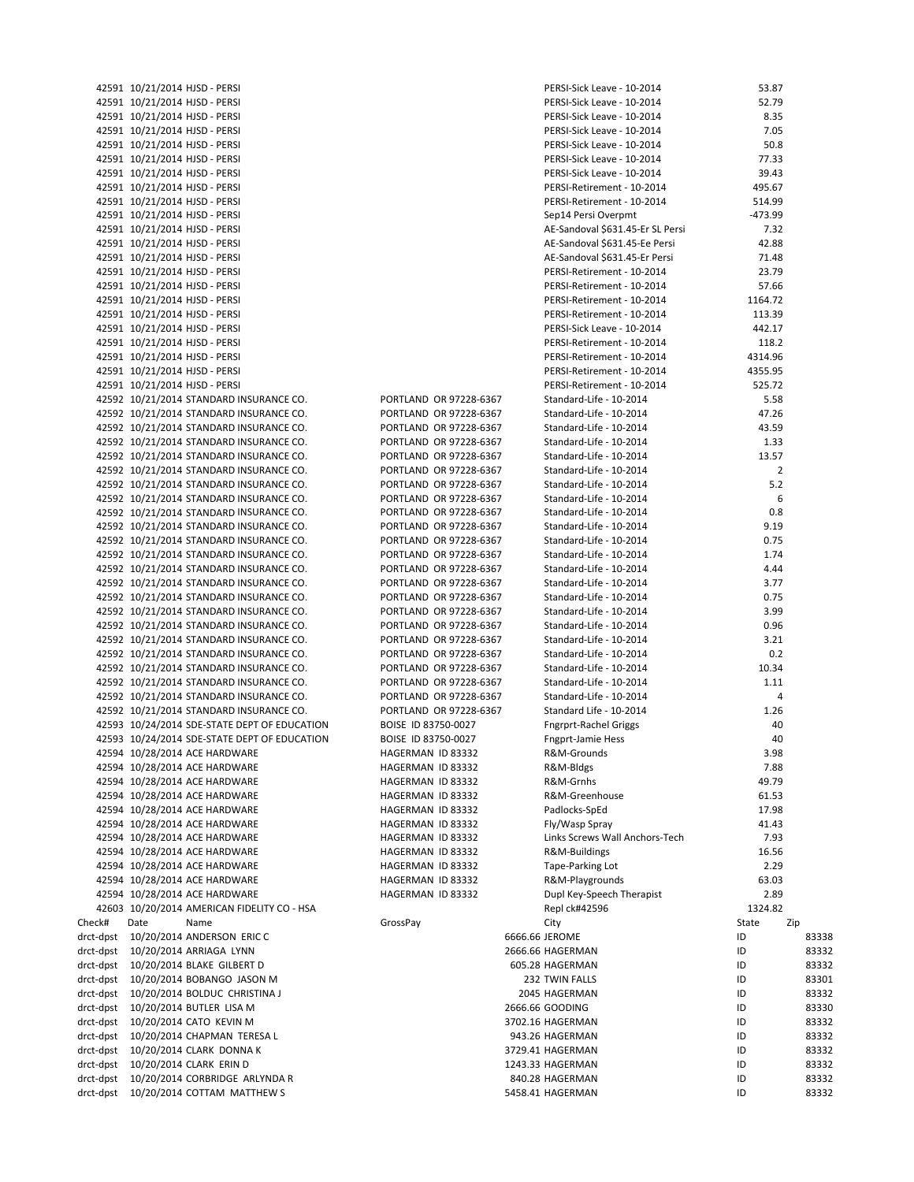| | | | | | |
|---|---|---|---|---|---|
| 42591 | 10/21/2014 | HJSD - PERSI | | PERSI-Sick Leave - 10-2014 | 53.87 |
| 42591 | 10/21/2014 | HJSD - PERSI | | PERSI-Sick Leave - 10-2014 | 52.79 |
| 42591 | 10/21/2014 | HJSD - PERSI | | PERSI-Sick Leave - 10-2014 | 8.35 |
| 42591 | 10/21/2014 | HJSD - PERSI | | PERSI-Sick Leave - 10-2014 | 7.05 |
| 42591 | 10/21/2014 | HJSD - PERSI | | PERSI-Sick Leave - 10-2014 | 50.8 |
| 42591 | 10/21/2014 | HJSD - PERSI | | PERSI-Sick Leave - 10-2014 | 77.33 |
| 42591 | 10/21/2014 | HJSD - PERSI | | PERSI-Sick Leave - 10-2014 | 39.43 |
| 42591 | 10/21/2014 | HJSD - PERSI | | PERSI-Retirement - 10-2014 | 495.67 |
| 42591 | 10/21/2014 | HJSD - PERSI | | PERSI-Retirement - 10-2014 | 514.99 |
| 42591 | 10/21/2014 | HJSD - PERSI | | Sep14 Persi Overpmt | -473.99 |
| 42591 | 10/21/2014 | HJSD - PERSI | | AE-Sandoval $631.45-Er SL Persi | 7.32 |
| 42591 | 10/21/2014 | HJSD - PERSI | | AE-Sandoval $631.45-Ee Persi | 42.88 |
| 42591 | 10/21/2014 | HJSD - PERSI | | AE-Sandoval $631.45-Er Persi | 71.48 |
| 42591 | 10/21/2014 | HJSD - PERSI | | PERSI-Retirement - 10-2014 | 23.79 |
| 42591 | 10/21/2014 | HJSD - PERSI | | PERSI-Retirement - 10-2014 | 57.66 |
| 42591 | 10/21/2014 | HJSD - PERSI | | PERSI-Retirement - 10-2014 | 1164.72 |
| 42591 | 10/21/2014 | HJSD - PERSI | | PERSI-Retirement - 10-2014 | 113.39 |
| 42591 | 10/21/2014 | HJSD - PERSI | | PERSI-Sick Leave - 10-2014 | 442.17 |
| 42591 | 10/21/2014 | HJSD - PERSI | | PERSI-Retirement - 10-2014 | 118.2 |
| 42591 | 10/21/2014 | HJSD - PERSI | | PERSI-Retirement - 10-2014 | 4314.96 |
| 42591 | 10/21/2014 | HJSD - PERSI | | PERSI-Retirement - 10-2014 | 4355.95 |
| 42591 | 10/21/2014 | HJSD - PERSI | | PERSI-Retirement - 10-2014 | 525.72 |
| 42592 | 10/21/2014 | STANDARD INSURANCE CO. | PORTLAND OR 97228-6367 | Standard-Life - 10-2014 | 5.58 |
| 42592 | 10/21/2014 | STANDARD INSURANCE CO. | PORTLAND OR 97228-6367 | Standard-Life - 10-2014 | 47.26 |
| 42592 | 10/21/2014 | STANDARD INSURANCE CO. | PORTLAND OR 97228-6367 | Standard-Life - 10-2014 | 43.59 |
| 42592 | 10/21/2014 | STANDARD INSURANCE CO. | PORTLAND OR 97228-6367 | Standard-Life - 10-2014 | 1.33 |
| 42592 | 10/21/2014 | STANDARD INSURANCE CO. | PORTLAND OR 97228-6367 | Standard-Life - 10-2014 | 13.57 |
| 42592 | 10/21/2014 | STANDARD INSURANCE CO. | PORTLAND OR 97228-6367 | Standard-Life - 10-2014 | 2 |
| 42592 | 10/21/2014 | STANDARD INSURANCE CO. | PORTLAND OR 97228-6367 | Standard-Life - 10-2014 | 5.2 |
| 42592 | 10/21/2014 | STANDARD INSURANCE CO. | PORTLAND OR 97228-6367 | Standard-Life - 10-2014 | 6 |
| 42592 | 10/21/2014 | STANDARD INSURANCE CO. | PORTLAND OR 97228-6367 | Standard-Life - 10-2014 | 0.8 |
| 42592 | 10/21/2014 | STANDARD INSURANCE CO. | PORTLAND OR 97228-6367 | Standard-Life - 10-2014 | 9.19 |
| 42592 | 10/21/2014 | STANDARD INSURANCE CO. | PORTLAND OR 97228-6367 | Standard-Life - 10-2014 | 0.75 |
| 42592 | 10/21/2014 | STANDARD INSURANCE CO. | PORTLAND OR 97228-6367 | Standard-Life - 10-2014 | 1.74 |
| 42592 | 10/21/2014 | STANDARD INSURANCE CO. | PORTLAND OR 97228-6367 | Standard-Life - 10-2014 | 4.44 |
| 42592 | 10/21/2014 | STANDARD INSURANCE CO. | PORTLAND OR 97228-6367 | Standard-Life - 10-2014 | 3.77 |
| 42592 | 10/21/2014 | STANDARD INSURANCE CO. | PORTLAND OR 97228-6367 | Standard-Life - 10-2014 | 0.75 |
| 42592 | 10/21/2014 | STANDARD INSURANCE CO. | PORTLAND OR 97228-6367 | Standard-Life - 10-2014 | 3.99 |
| 42592 | 10/21/2014 | STANDARD INSURANCE CO. | PORTLAND OR 97228-6367 | Standard-Life - 10-2014 | 0.96 |
| 42592 | 10/21/2014 | STANDARD INSURANCE CO. | PORTLAND OR 97228-6367 | Standard-Life - 10-2014 | 3.21 |
| 42592 | 10/21/2014 | STANDARD INSURANCE CO. | PORTLAND OR 97228-6367 | Standard-Life - 10-2014 | 0.2 |
| 42592 | 10/21/2014 | STANDARD INSURANCE CO. | PORTLAND OR 97228-6367 | Standard-Life - 10-2014 | 10.34 |
| 42592 | 10/21/2014 | STANDARD INSURANCE CO. | PORTLAND OR 97228-6367 | Standard-Life - 10-2014 | 1.11 |
| 42592 | 10/21/2014 | STANDARD INSURANCE CO. | PORTLAND OR 97228-6367 | Standard-Life - 10-2014 | 4 |
| 42592 | 10/21/2014 | STANDARD INSURANCE CO. | PORTLAND OR 97228-6367 | Standard Life - 10-2014 | 1.26 |
| 42593 | 10/24/2014 | SDE-STATE DEPT OF EDUCATION | BOISE ID 83750-0027 | Fngrprt-Rachel Griggs | 40 |
| 42593 | 10/24/2014 | SDE-STATE DEPT OF EDUCATION | BOISE ID 83750-0027 | Fngprt-Jamie Hess | 40 |
| 42594 | 10/28/2014 | ACE HARDWARE | HAGERMAN ID 83332 | R&M-Grounds | 3.98 |
| 42594 | 10/28/2014 | ACE HARDWARE | HAGERMAN ID 83332 | R&M-Bldgs | 7.88 |
| 42594 | 10/28/2014 | ACE HARDWARE | HAGERMAN ID 83332 | R&M-Grnhs | 49.79 |
| 42594 | 10/28/2014 | ACE HARDWARE | HAGERMAN ID 83332 | R&M-Greenhouse | 61.53 |
| 42594 | 10/28/2014 | ACE HARDWARE | HAGERMAN ID 83332 | Padlocks-SpEd | 17.98 |
| 42594 | 10/28/2014 | ACE HARDWARE | HAGERMAN ID 83332 | Fly/Wasp Spray | 41.43 |
| 42594 | 10/28/2014 | ACE HARDWARE | HAGERMAN ID 83332 | Links Screws Wall Anchors-Tech | 7.93 |
| 42594 | 10/28/2014 | ACE HARDWARE | HAGERMAN ID 83332 | R&M-Buildings | 16.56 |
| 42594 | 10/28/2014 | ACE HARDWARE | HAGERMAN ID 83332 | Tape-Parking Lot | 2.29 |
| 42594 | 10/28/2014 | ACE HARDWARE | HAGERMAN ID 83332 | R&M-Playgrounds | 63.03 |
| 42594 | 10/28/2014 | ACE HARDWARE | HAGERMAN ID 83332 | Dupl Key-Speech Therapist | 2.89 |
| 42603 | 10/20/2014 | AMERICAN FIDELITY CO - HSA | | Repl ck#42596 | 1324.82 |

| Check# | Date | Name | GrossPay | City | State | Zip |
|---|---|---|---|---|---|---|
| drct-dpst | 10/20/2014 | ANDERSON ERIC C | 6666.66 | JEROME | ID | 83338 |
| drct-dpst | 10/20/2014 | ARRIAGA LYNN | 2666.66 | HAGERMAN | ID | 83332 |
| drct-dpst | 10/20/2014 | BLAKE GILBERT D | 605.28 | HAGERMAN | ID | 83332 |
| drct-dpst | 10/20/2014 | BOBANGO JASON M | 232 | TWIN FALLS | ID | 83301 |
| drct-dpst | 10/20/2014 | BOLDUC CHRISTINA J | 2045 | HAGERMAN | ID | 83332 |
| drct-dpst | 10/20/2014 | BUTLER LISA M | 2666.66 | GOODING | ID | 83330 |
| drct-dpst | 10/20/2014 | CATO KEVIN M | 3702.16 | HAGERMAN | ID | 83332 |
| drct-dpst | 10/20/2014 | CHAPMAN TERESA L | 943.26 | HAGERMAN | ID | 83332 |
| drct-dpst | 10/20/2014 | CLARK DONNA K | 3729.41 | HAGERMAN | ID | 83332 |
| drct-dpst | 10/20/2014 | CLARK ERIN D | 1243.33 | HAGERMAN | ID | 83332 |
| drct-dpst | 10/20/2014 | CORBRIDGE ARLYNDA R | 840.28 | HAGERMAN | ID | 83332 |
| drct-dpst | 10/20/2014 | COTTAM MATTHEW S | 5458.41 | HAGERMAN | ID | 83332 |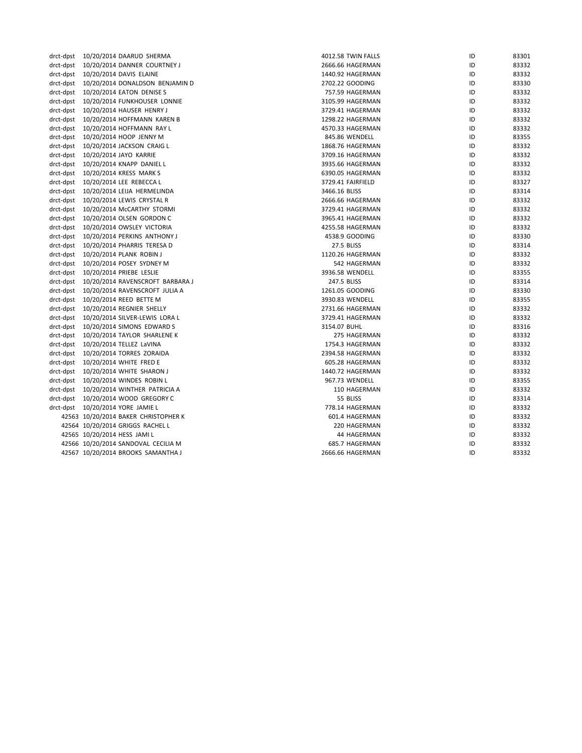| | | | | | | |
|---|---|---|---|---|---|---|
| drct-dpst | 10/20/2014 | DAARUD SHERMA | 4012.58 | TWIN FALLS | ID | 83301 |
| drct-dpst | 10/20/2014 | DANNER COURTNEY J | 2666.66 | HAGERMAN | ID | 83332 |
| drct-dpst | 10/20/2014 | DAVIS ELAINE | 1440.92 | HAGERMAN | ID | 83332 |
| drct-dpst | 10/20/2014 | DONALDSON BENJAMIN D | 2702.22 | GOODING | ID | 83330 |
| drct-dpst | 10/20/2014 | EATON DENISE S | 757.59 | HAGERMAN | ID | 83332 |
| drct-dpst | 10/20/2014 | FUNKHOUSER LONNIE | 3105.99 | HAGERMAN | ID | 83332 |
| drct-dpst | 10/20/2014 | HAUSER HENRY J | 3729.41 | HAGERMAN | ID | 83332 |
| drct-dpst | 10/20/2014 | HOFFMANN KAREN B | 1298.22 | HAGERMAN | ID | 83332 |
| drct-dpst | 10/20/2014 | HOFFMANN RAY L | 4570.33 | HAGERMAN | ID | 83332 |
| drct-dpst | 10/20/2014 | HOOP JENNY M | 845.86 | WENDELL | ID | 83355 |
| drct-dpst | 10/20/2014 | JACKSON CRAIG L | 1868.76 | HAGERMAN | ID | 83332 |
| drct-dpst | 10/20/2014 | JAYO KARRIE | 3709.16 | HAGERMAN | ID | 83332 |
| drct-dpst | 10/20/2014 | KNAPP DANIEL L | 3935.66 | HAGERMAN | ID | 83332 |
| drct-dpst | 10/20/2014 | KRESS MARK S | 6390.05 | HAGERMAN | ID | 83332 |
| drct-dpst | 10/20/2014 | LEE REBECCA L | 3729.41 | FAIRFIELD | ID | 83327 |
| drct-dpst | 10/20/2014 | LEIJA HERMELINDA | 3466.16 | BLISS | ID | 83314 |
| drct-dpst | 10/20/2014 | LEWIS CRYSTAL R | 2666.66 | HAGERMAN | ID | 83332 |
| drct-dpst | 10/20/2014 | McCARTHY STORMI | 3729.41 | HAGERMAN | ID | 83332 |
| drct-dpst | 10/20/2014 | OLSEN GORDON C | 3965.41 | HAGERMAN | ID | 83332 |
| drct-dpst | 10/20/2014 | OWSLEY VICTORIA | 4255.58 | HAGERMAN | ID | 83332 |
| drct-dpst | 10/20/2014 | PERKINS ANTHONY J | 4538.9 | GOODING | ID | 83330 |
| drct-dpst | 10/20/2014 | PHARRIS TERESA D | 27.5 | BLISS | ID | 83314 |
| drct-dpst | 10/20/2014 | PLANK ROBIN J | 1120.26 | HAGERMAN | ID | 83332 |
| drct-dpst | 10/20/2014 | POSEY SYDNEY M | 542 | HAGERMAN | ID | 83332 |
| drct-dpst | 10/20/2014 | PRIEBE LESLIE | 3936.58 | WENDELL | ID | 83355 |
| drct-dpst | 10/20/2014 | RAVENSCROFT BARBARA J | 247.5 | BLISS | ID | 83314 |
| drct-dpst | 10/20/2014 | RAVENSCROFT JULIA A | 1261.05 | GOODING | ID | 83330 |
| drct-dpst | 10/20/2014 | REED BETTE M | 3930.83 | WENDELL | ID | 83355 |
| drct-dpst | 10/20/2014 | REGNIER SHELLY | 2731.66 | HAGERMAN | ID | 83332 |
| drct-dpst | 10/20/2014 | SILVER-LEWIS LORA L | 3729.41 | HAGERMAN | ID | 83332 |
| drct-dpst | 10/20/2014 | SIMONS EDWARD S | 3154.07 | BUHL | ID | 83316 |
| drct-dpst | 10/20/2014 | TAYLOR SHARLENE K | 275 | HAGERMAN | ID | 83332 |
| drct-dpst | 10/20/2014 | TELLEZ LaVINA | 1754.3 | HAGERMAN | ID | 83332 |
| drct-dpst | 10/20/2014 | TORRES ZORAIDA | 2394.58 | HAGERMAN | ID | 83332 |
| drct-dpst | 10/20/2014 | WHITE FRED E | 605.28 | HAGERMAN | ID | 83332 |
| drct-dpst | 10/20/2014 | WHITE SHARON J | 1440.72 | HAGERMAN | ID | 83332 |
| drct-dpst | 10/20/2014 | WINDES ROBIN L | 967.73 | WENDELL | ID | 83355 |
| drct-dpst | 10/20/2014 | WINTHER PATRICIA A | 110 | HAGERMAN | ID | 83332 |
| drct-dpst | 10/20/2014 | WOOD GREGORY C | 55 | BLISS | ID | 83314 |
| drct-dpst | 10/20/2014 | YORE JAMIE L | 778.14 | HAGERMAN | ID | 83332 |
| 42563 | 10/20/2014 | BAKER CHRISTOPHER K | 601.4 | HAGERMAN | ID | 83332 |
| 42564 | 10/20/2014 | GRIGGS RACHEL L | 220 | HAGERMAN | ID | 83332 |
| 42565 | 10/20/2014 | HESS JAMI L | 44 | HAGERMAN | ID | 83332 |
| 42566 | 10/20/2014 | SANDOVAL CECILIA M | 685.7 | HAGERMAN | ID | 83332 |
| 42567 | 10/20/2014 | BROOKS SAMANTHA J | 2666.66 | HAGERMAN | ID | 83332 |